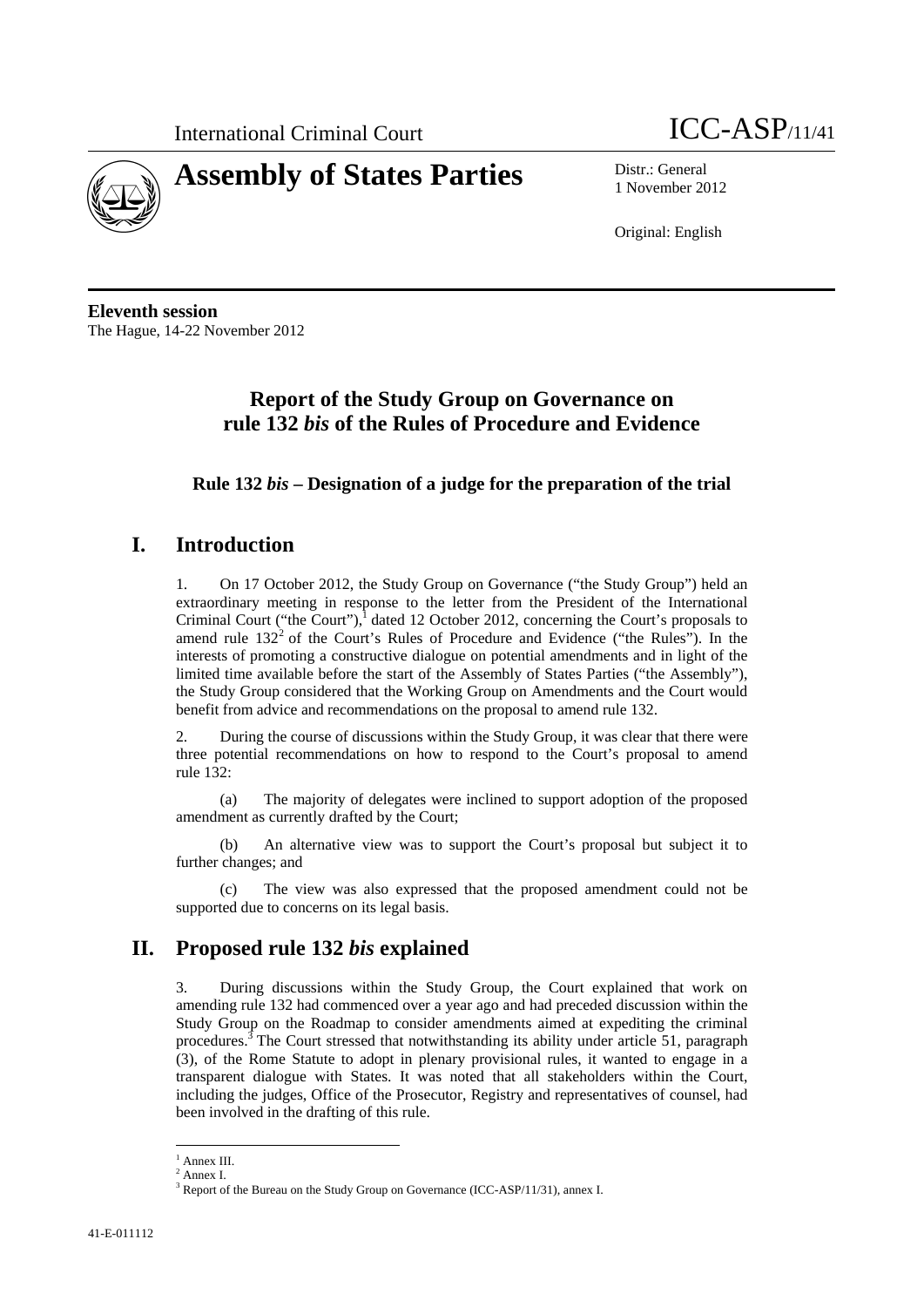International Criminal Court ICC-ASP/11/41

# Assembly of States Parties

Distr.: General
1 November 2012

Original: English

**Eleventh session**
The Hague, 14-22 November 2012

## Report of the Study Group on Governance on rule 132 *bis* of the Rules of Procedure and Evidence

### Rule 132 *bis* – Designation of a judge for the preparation of the trial

## I. Introduction

1. On 17 October 2012, the Study Group on Governance ("the Study Group") held an extraordinary meeting in response to the letter from the President of the International Criminal Court ("the Court"),[1] dated 12 October 2012, concerning the Court's proposals to amend rule 132[2] of the Court's Rules of Procedure and Evidence ("the Rules"). In the interests of promoting a constructive dialogue on potential amendments and in light of the limited time available before the start of the Assembly of States Parties ("the Assembly"), the Study Group considered that the Working Group on Amendments and the Court would benefit from advice and recommendations on the proposal to amend rule 132.

2. During the course of discussions within the Study Group, it was clear that there were three potential recommendations on how to respond to the Court's proposal to amend rule 132:

(a) The majority of delegates were inclined to support adoption of the proposed amendment as currently drafted by the Court;

(b) An alternative view was to support the Court's proposal but subject it to further changes; and

(c) The view was also expressed that the proposed amendment could not be supported due to concerns on its legal basis.

## II. Proposed rule 132 *bis* explained

3. During discussions within the Study Group, the Court explained that work on amending rule 132 had commenced over a year ago and had preceded discussion within the Study Group on the Roadmap to consider amendments aimed at expediting the criminal procedures.[3] The Court stressed that notwithstanding its ability under article 51, paragraph (3), of the Rome Statute to adopt in plenary provisional rules, it wanted to engage in a transparent dialogue with States. It was noted that all stakeholders within the Court, including the judges, Office of the Prosecutor, Registry and representatives of counsel, had been involved in the drafting of this rule.

[1] Annex III.
[2] Annex I.
[3] Report of the Bureau on the Study Group on Governance (ICC-ASP/11/31), annex I.

41-E-011112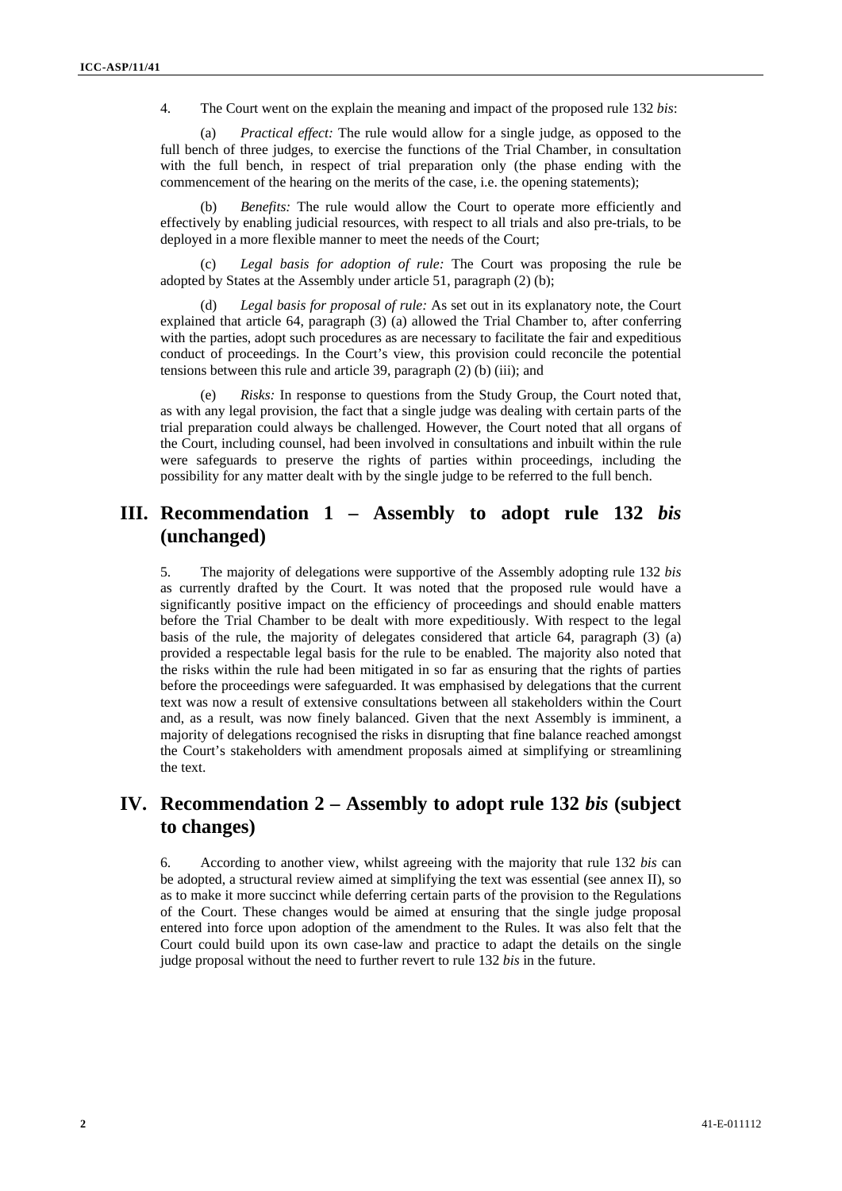4. The Court went on the explain the meaning and impact of the proposed rule 132 *bis*:

(a) *Practical effect:* The rule would allow for a single judge, as opposed to the full bench of three judges, to exercise the functions of the Trial Chamber, in consultation with the full bench, in respect of trial preparation only (the phase ending with the commencement of the hearing on the merits of the case, i.e. the opening statements);

(b) *Benefits:* The rule would allow the Court to operate more efficiently and effectively by enabling judicial resources, with respect to all trials and also pre-trials, to be deployed in a more flexible manner to meet the needs of the Court;

(c) *Legal basis for adoption of rule:* The Court was proposing the rule be adopted by States at the Assembly under article 51, paragraph (2) (b);

(d) *Legal basis for proposal of rule:* As set out in its explanatory note, the Court explained that article 64, paragraph (3) (a) allowed the Trial Chamber to, after conferring with the parties, adopt such procedures as are necessary to facilitate the fair and expeditious conduct of proceedings. In the Court's view, this provision could reconcile the potential tensions between this rule and article 39, paragraph (2) (b) (iii); and

(e) *Risks:* In response to questions from the Study Group, the Court noted that, as with any legal provision, the fact that a single judge was dealing with certain parts of the trial preparation could always be challenged. However, the Court noted that all organs of the Court, including counsel, had been involved in consultations and inbuilt within the rule were safeguards to preserve the rights of parties within proceedings, including the possibility for any matter dealt with by the single judge to be referred to the full bench.

## III. Recommendation 1 – Assembly to adopt rule 132 *bis* (unchanged)

5. The majority of delegations were supportive of the Assembly adopting rule 132 *bis* as currently drafted by the Court. It was noted that the proposed rule would have a significantly positive impact on the efficiency of proceedings and should enable matters before the Trial Chamber to be dealt with more expeditiously. With respect to the legal basis of the rule, the majority of delegates considered that article 64, paragraph (3) (a) provided a respectable legal basis for the rule to be enabled. The majority also noted that the risks within the rule had been mitigated in so far as ensuring that the rights of parties before the proceedings were safeguarded. It was emphasised by delegations that the current text was now a result of extensive consultations between all stakeholders within the Court and, as a result, was now finely balanced. Given that the next Assembly is imminent, a majority of delegations recognised the risks in disrupting that fine balance reached amongst the Court's stakeholders with amendment proposals aimed at simplifying or streamlining the text.

## IV. Recommendation 2 – Assembly to adopt rule 132 *bis* (subject to changes)

6. According to another view, whilst agreeing with the majority that rule 132 *bis* can be adopted, a structural review aimed at simplifying the text was essential (see annex II), so as to make it more succinct while deferring certain parts of the provision to the Regulations of the Court. These changes would be aimed at ensuring that the single judge proposal entered into force upon adoption of the amendment to the Rules. It was also felt that the Court could build upon its own case-law and practice to adapt the details on the single judge proposal without the need to further revert to rule 132 *bis* in the future.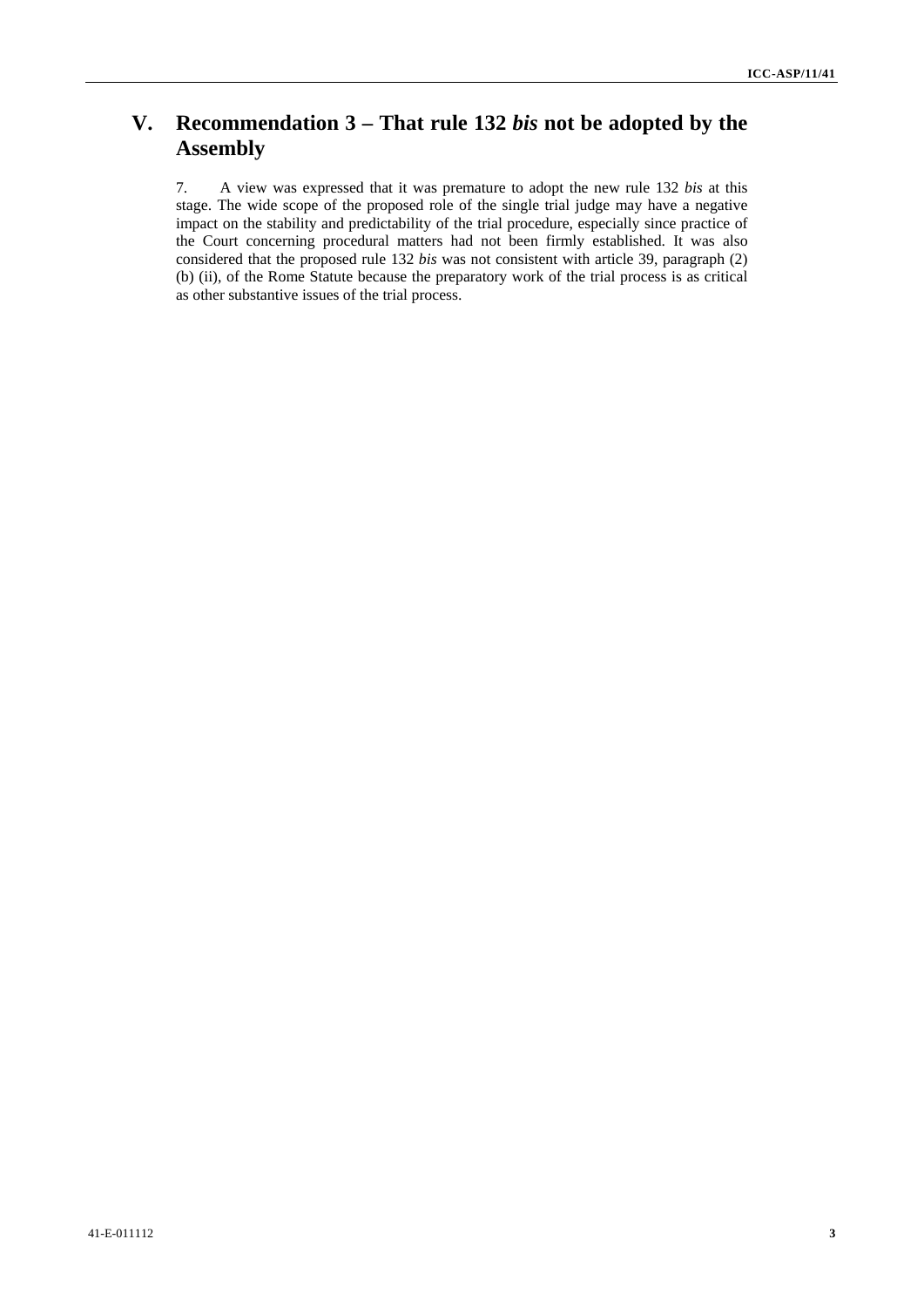## V. Recommendation 3 – That rule 132 *bis* not be adopted by the Assembly

7. A view was expressed that it was premature to adopt the new rule 132 *bis* at this stage. The wide scope of the proposed role of the single trial judge may have a negative impact on the stability and predictability of the trial procedure, especially since practice of the Court concerning procedural matters had not been firmly established. It was also considered that the proposed rule 132 *bis* was not consistent with article 39, paragraph (2) (b) (ii), of the Rome Statute because the preparatory work of the trial process is as critical as other substantive issues of the trial process.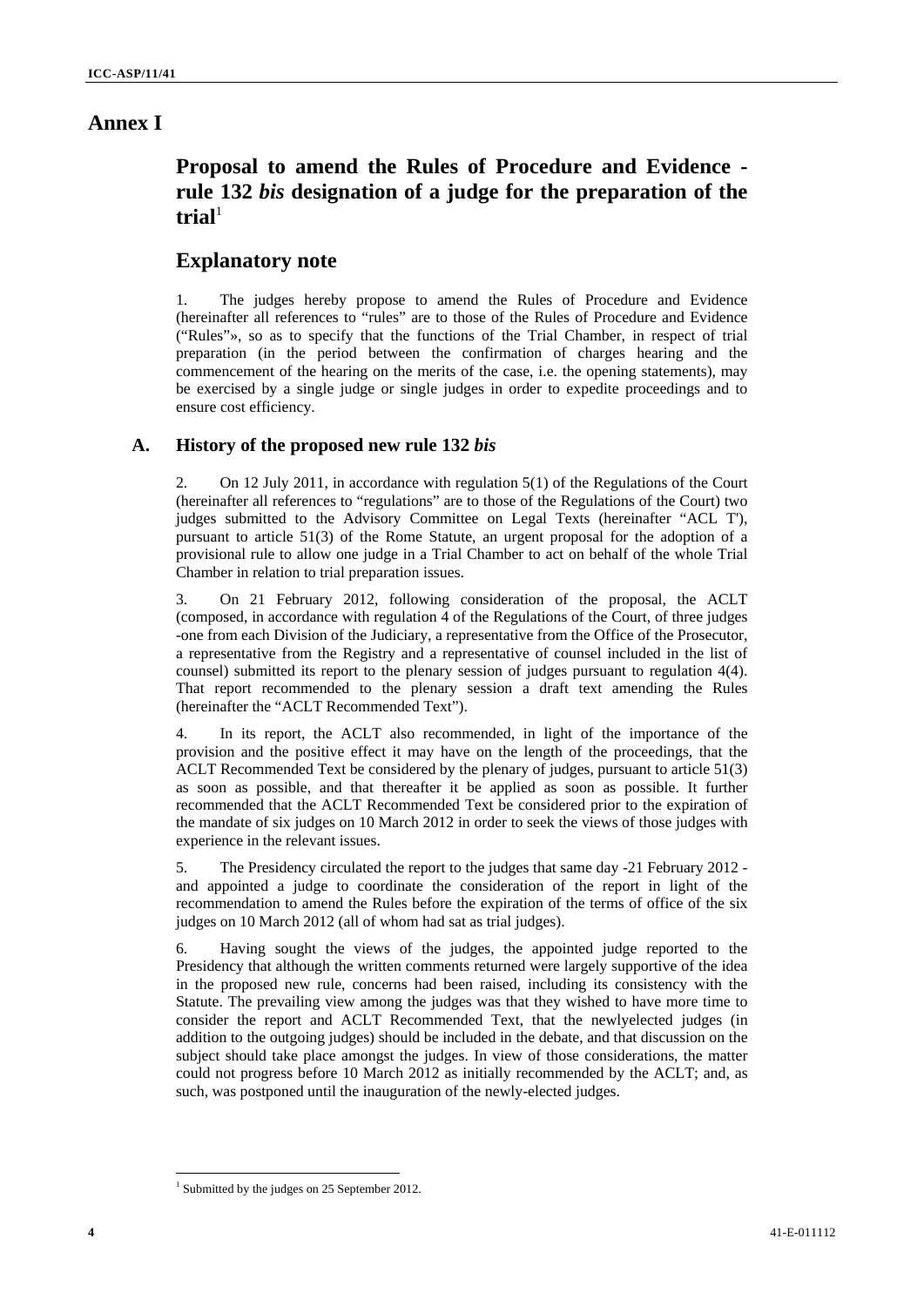# Annex I

## Proposal to amend the Rules of Procedure and Evidence - rule 132 *bis* designation of a judge for the preparation of the trial[1]

## Explanatory note

1. The judges hereby propose to amend the Rules of Procedure and Evidence (hereinafter all references to "rules" are to those of the Rules of Procedure and Evidence ("Rules"», so as to specify that the functions of the Trial Chamber, in respect of trial preparation (in the period between the confirmation of charges hearing and the commencement of the hearing on the merits of the case, i.e. the opening statements), may be exercised by a single judge or single judges in order to expedite proceedings and to ensure cost efficiency.

### A. History of the proposed new rule 132 *bis*

2. On 12 July 2011, in accordance with regulation 5(1) of the Regulations of the Court (hereinafter all references to "regulations" are to those of the Regulations of the Court) two judges submitted to the Advisory Committee on Legal Texts (hereinafter "ACL T'), pursuant to article 51(3) of the Rome Statute, an urgent proposal for the adoption of a provisional rule to allow one judge in a Trial Chamber to act on behalf of the whole Trial Chamber in relation to trial preparation issues.

3. On 21 February 2012, following consideration of the proposal, the ACLT (composed, in accordance with regulation 4 of the Regulations of the Court, of three judges -one from each Division of the Judiciary, a representative from the Office of the Prosecutor, a representative from the Registry and a representative of counsel included in the list of counsel) submitted its report to the plenary session of judges pursuant to regulation 4(4). That report recommended to the plenary session a draft text amending the Rules (hereinafter the "ACLT Recommended Text").

4. In its report, the ACLT also recommended, in light of the importance of the provision and the positive effect it may have on the length of the proceedings, that the ACLT Recommended Text be considered by the plenary of judges, pursuant to article 51(3) as soon as possible, and that thereafter it be applied as soon as possible. It further recommended that the ACLT Recommended Text be considered prior to the expiration of the mandate of six judges on 10 March 2012 in order to seek the views of those judges with experience in the relevant issues.

5. The Presidency circulated the report to the judges that same day -21 February 2012 - and appointed a judge to coordinate the consideration of the report in light of the recommendation to amend the Rules before the expiration of the terms of office of the six judges on 10 March 2012 (all of whom had sat as trial judges).

6. Having sought the views of the judges, the appointed judge reported to the Presidency that although the written comments returned were largely supportive of the idea in the proposed new rule, concerns had been raised, including its consistency with the Statute. The prevailing view among the judges was that they wished to have more time to consider the report and ACLT Recommended Text, that the newlyelected judges (in addition to the outgoing judges) should be included in the debate, and that discussion on the subject should take place amongst the judges. In view of those considerations, the matter could not progress before 10 March 2012 as initially recommended by the ACLT; and, as such, was postponed until the inauguration of the newly-elected judges.

[1] Submitted by the judges on 25 September 2012.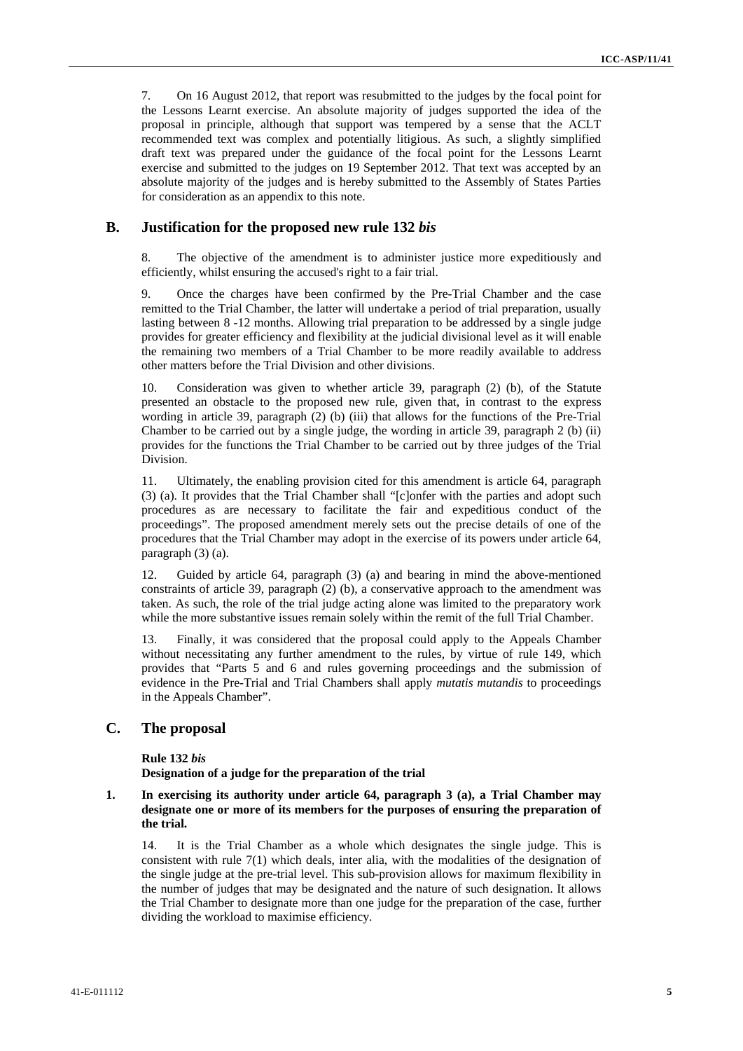7. On 16 August 2012, that report was resubmitted to the judges by the focal point for the Lessons Learnt exercise. An absolute majority of judges supported the idea of the proposal in principle, although that support was tempered by a sense that the ACLT recommended text was complex and potentially litigious. As such, a slightly simplified draft text was prepared under the guidance of the focal point for the Lessons Learnt exercise and submitted to the judges on 19 September 2012. That text was accepted by an absolute majority of the judges and is hereby submitted to the Assembly of States Parties for consideration as an appendix to this note.

## B. Justification for the proposed new rule 132 *bis*

8. The objective of the amendment is to administer justice more expeditiously and efficiently, whilst ensuring the accused's right to a fair trial.

9. Once the charges have been confirmed by the Pre-Trial Chamber and the case remitted to the Trial Chamber, the latter will undertake a period of trial preparation, usually lasting between 8 -12 months. Allowing trial preparation to be addressed by a single judge provides for greater efficiency and flexibility at the judicial divisional level as it will enable the remaining two members of a Trial Chamber to be more readily available to address other matters before the Trial Division and other divisions.

10. Consideration was given to whether article 39, paragraph (2) (b), of the Statute presented an obstacle to the proposed new rule, given that, in contrast to the express wording in article 39, paragraph (2) (b) (iii) that allows for the functions of the Pre-Trial Chamber to be carried out by a single judge, the wording in article 39, paragraph 2 (b) (ii) provides for the functions the Trial Chamber to be carried out by three judges of the Trial Division.

11. Ultimately, the enabling provision cited for this amendment is article 64, paragraph (3) (a). It provides that the Trial Chamber shall "[c]onfer with the parties and adopt such procedures as are necessary to facilitate the fair and expeditious conduct of the proceedings". The proposed amendment merely sets out the precise details of one of the procedures that the Trial Chamber may adopt in the exercise of its powers under article 64, paragraph (3) (a).

12. Guided by article 64, paragraph (3) (a) and bearing in mind the above-mentioned constraints of article 39, paragraph (2) (b), a conservative approach to the amendment was taken. As such, the role of the trial judge acting alone was limited to the preparatory work while the more substantive issues remain solely within the remit of the full Trial Chamber.

13. Finally, it was considered that the proposal could apply to the Appeals Chamber without necessitating any further amendment to the rules, by virtue of rule 149, which provides that "Parts 5 and 6 and rules governing proceedings and the submission of evidence in the Pre-Trial and Trial Chambers shall apply *mutatis mutandis* to proceedings in the Appeals Chamber".

## C. The proposal

**Rule 132 *bis***
**Designation of a judge for the preparation of the trial**

**1. In exercising its authority under article 64, paragraph 3 (a), a Trial Chamber may designate one or more of its members for the purposes of ensuring the preparation of the trial.**

14. It is the Trial Chamber as a whole which designates the single judge. This is consistent with rule 7(1) which deals, inter alia, with the modalities of the designation of the single judge at the pre-trial level. This sub-provision allows for maximum flexibility in the number of judges that may be designated and the nature of such designation. It allows the Trial Chamber to designate more than one judge for the preparation of the case, further dividing the workload to maximise efficiency.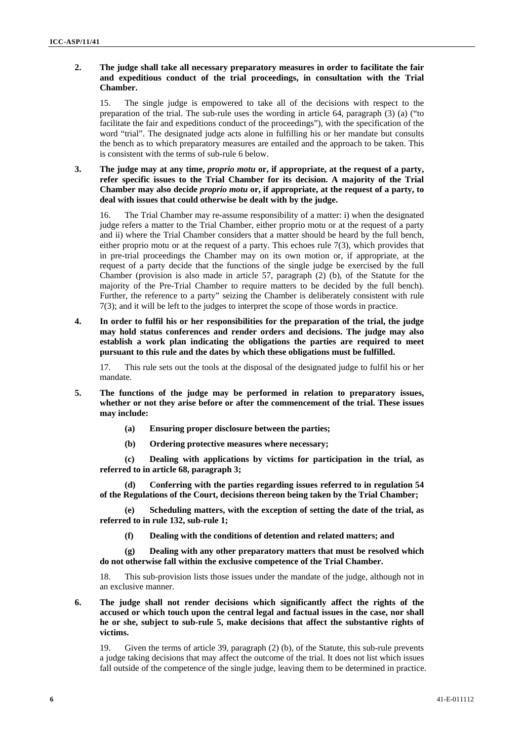**2. The judge shall take all necessary preparatory measures in order to facilitate the fair and expeditious conduct of the trial proceedings, in consultation with the Trial Chamber.**

15. The single judge is empowered to take all of the decisions with respect to the preparation of the trial. The sub-rule uses the wording in article 64, paragraph (3) (a) ("to facilitate the fair and expeditions conduct of the proceedings"), with the specification of the word "trial". The designated judge acts alone in fulfilling his or her mandate but consults the bench as to which preparatory measures are entailed and the approach to be taken. This is consistent with the terms of sub-rule 6 below.

**3. The judge may at any time, *proprio motu* or, if appropriate, at the request of a party, refer specific issues to the Trial Chamber for its decision. A majority of the Trial Chamber may also decide *proprio motu* or, if appropriate, at the request of a party, to deal with issues that could otherwise be dealt with by the judge.**

16. The Trial Chamber may re-assume responsibility of a matter: i) when the designated judge refers a matter to the Trial Chamber, either proprio motu or at the request of a party and ii) where the Trial Chamber considers that a matter should be heard by the full bench, either proprio motu or at the request of a party. This echoes rule 7(3), which provides that in pre-trial proceedings the Chamber may on its own motion or, if appropriate, at the request of a party decide that the functions of the single judge be exercised by the full Chamber (provision is also made in article 57, paragraph (2) (b), of the Statute for the majority of the Pre-Trial Chamber to require matters to be decided by the full bench). Further, the reference to a party" seizing the Chamber is deliberately consistent with rule 7(3); and it will be left to the judges to interpret the scope of those words in practice.

**4. In order to fulfil his or her responsibilities for the preparation of the trial, the judge may hold status conferences and render orders and decisions. The judge may also establish a work plan indicating the obligations the parties are required to meet pursuant to this rule and the dates by which these obligations must be fulfilled.**

17. This rule sets out the tools at the disposal of the designated judge to fulfil his or her mandate.

**5. The functions of the judge may be performed in relation to preparatory issues, whether or not they arise before or after the commencement of the trial. These issues may include:**

**(a) Ensuring proper disclosure between the parties;**

**(b) Ordering protective measures where necessary;**

**(c) Dealing with applications by victims for participation in the trial, as referred to in article 68, paragraph 3;**

**(d) Conferring with the parties regarding issues referred to in regulation 54 of the Regulations of the Court, decisions thereon being taken by the Trial Chamber;**

**(e) Scheduling matters, with the exception of setting the date of the trial, as referred to in rule 132, sub-rule 1;**

**(f) Dealing with the conditions of detention and related matters; and**

**(g) Dealing with any other preparatory matters that must be resolved which do not otherwise fall within the exclusive competence of the Trial Chamber.**

18. This sub-provision lists those issues under the mandate of the judge, although not in an exclusive manner.

**6. The judge shall not render decisions which significantly affect the rights of the accused or which touch upon the central legal and factual issues in the case, nor shall he or she, subject to sub-rule 5, make decisions that affect the substantive rights of victims.**

19. Given the terms of article 39, paragraph (2) (b), of the Statute, this sub-rule prevents a judge taking decisions that may affect the outcome of the trial. It does not list which issues fall outside of the competence of the single judge, leaving them to be determined in practice.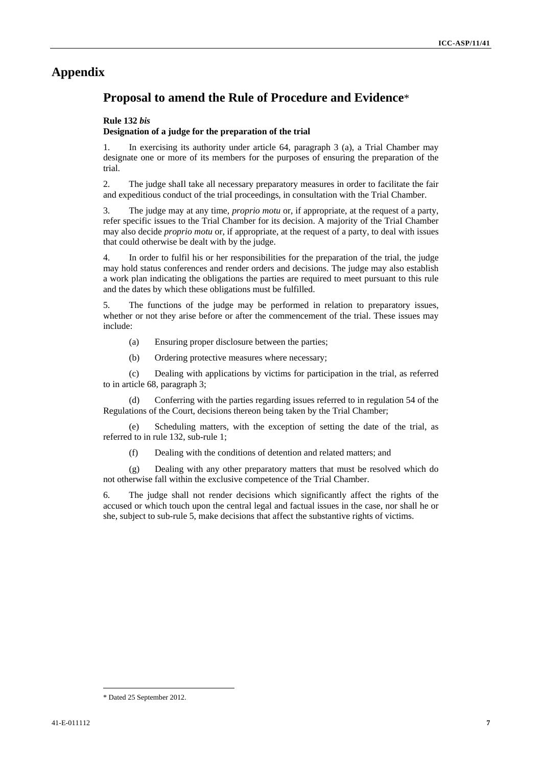# Appendix

## Proposal to amend the Rule of Procedure and Evidence*

**Rule 132 *bis***
**Designation of a judge for the preparation of the trial**

1. In exercising its authority under article 64, paragraph 3 (a), a Trial Chamber may designate one or more of its members for the purposes of ensuring the preparation of the trial.

2. The judge shaIl take all necessary preparatory measures in order to facilitate the fair and expeditious conduct of the triaI proceedings, in consultation with the Trial Chamber.

3. The judge may at any time, *proprio motu* or, if appropriate, at the request of a party, refer specific issues to the Trial Chamber for its decision. A majority of the TriaI Chamber may also decide *proprio motu* or, if appropriate, at the request of a party, to deal with issues that could otherwise be dealt with by the judge.

4. In order to fulfil his or her responsibilities for the preparation of the trial, the judge may hold status conferences and render orders and decisions. The judge may also establish a work plan indicating the obligations the parties are required to meet pursuant to this rule and the dates by which these obligations must be fulfilled.

5. The functions of the judge may be performed in relation to preparatory issues, whether or not they arise before or after the commencement of the trial. These issues may include:

   (a) Ensuring proper disclosure between the parties;

   (b) Ordering protective measures where necessary;

   (c) Dealing with applications by victims for participation in the trial, as referred to in article 68, paragraph 3;

   (d) Conferring with the parties regarding issues referred to in regulation 54 of the Regulations of the Court, decisions thereon being taken by the Trial Chamber;

   (e) Scheduling matters, with the exception of setting the date of the trial, as referred to in rule 132, sub-rule 1;

   (f) Dealing with the conditions of detention and related matters; and

   (g) Dealing with any other preparatory matters that must be resolved which do not otherwise fall within the exclusive competence of the Trial Chamber.

6. The judge shall not render decisions which significantly affect the rights of the accused or which touch upon the central legal and factual issues in the case, nor shall he or she, subject to sub-rule 5, make decisions that affect the substantive rights of victims.

---

\* Dated 25 September 2012.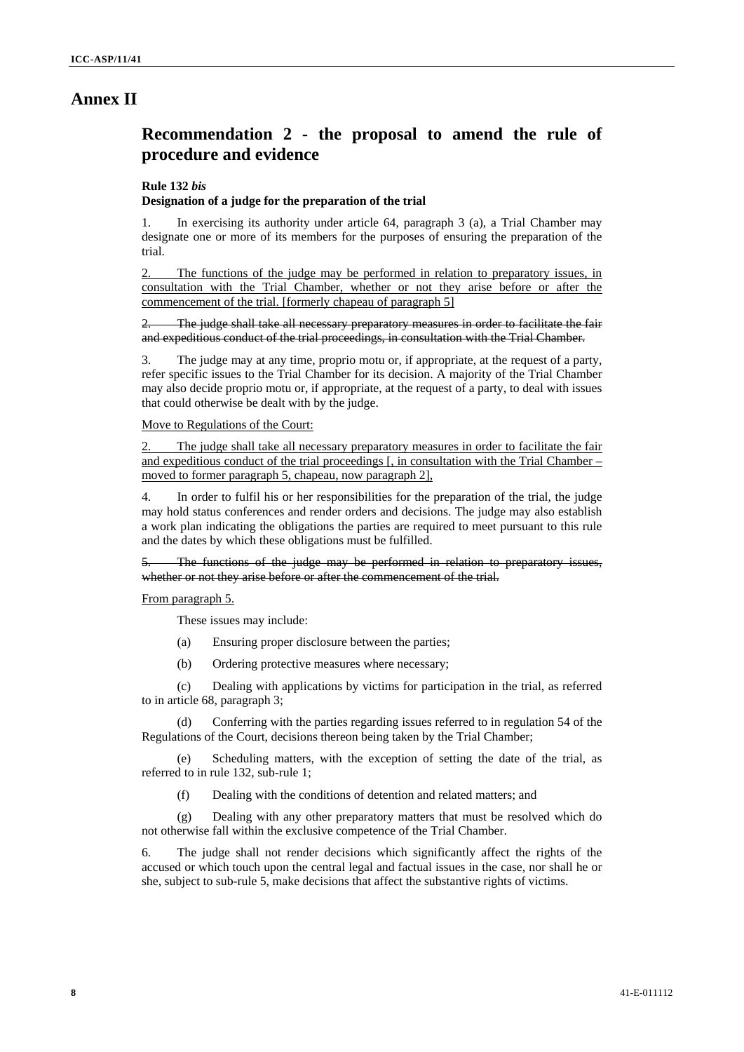# Annex II

## Recommendation 2 - the proposal to amend the rule of procedure and evidence

**Rule 132 *bis***

**Designation of a judge for the preparation of the trial**

1. In exercising its authority under article 64, paragraph 3 (a), a Trial Chamber may designate one or more of its members for the purposes of ensuring the preparation of the trial.

<u>2. The functions of the judge may be performed in relation to preparatory issues, in consultation with the Trial Chamber, whether or not they arise before or after the commencement of the trial. [formerly chapeau of paragraph 5]</u>

~~2. The judge shall take all necessary preparatory measures in order to facilitate the fair and expeditious conduct of the trial proceedings, in consultation with the Trial Chamber.~~

3. The judge may at any time, proprio motu or, if appropriate, at the request of a party, refer specific issues to the Trial Chamber for its decision. A majority of the Trial Chamber may also decide proprio motu or, if appropriate, at the request of a party, to deal with issues that could otherwise be dealt with by the judge.

<u>Move to Regulations of the Court:</u>

<u>2. The judge shall take all necessary preparatory measures in order to facilitate the fair and expeditious conduct of the trial proceedings [, in consultation with the Trial Chamber – moved to former paragraph 5, chapeau, now paragraph 2],</u>

4. In order to fulfil his or her responsibilities for the preparation of the trial, the judge may hold status conferences and render orders and decisions. The judge may also establish a work plan indicating the obligations the parties are required to meet pursuant to this rule and the dates by which these obligations must be fulfilled.

~~5. The functions of the judge may be performed in relation to preparatory issues, whether or not they arise before or after the commencement of the trial.~~

<u>From paragraph 5.</u>

These issues may include:

(a) Ensuring proper disclosure between the parties;

(b) Ordering protective measures where necessary;

(c) Dealing with applications by victims for participation in the trial, as referred to in article 68, paragraph 3;

(d) Conferring with the parties regarding issues referred to in regulation 54 of the Regulations of the Court, decisions thereon being taken by the Trial Chamber;

(e) Scheduling matters, with the exception of setting the date of the trial, as referred to in rule 132, sub-rule 1;

(f) Dealing with the conditions of detention and related matters; and

(g) Dealing with any other preparatory matters that must be resolved which do not otherwise fall within the exclusive competence of the Trial Chamber.

6. The judge shall not render decisions which significantly affect the rights of the accused or which touch upon the central legal and factual issues in the case, nor shall he or she, subject to sub-rule 5, make decisions that affect the substantive rights of victims.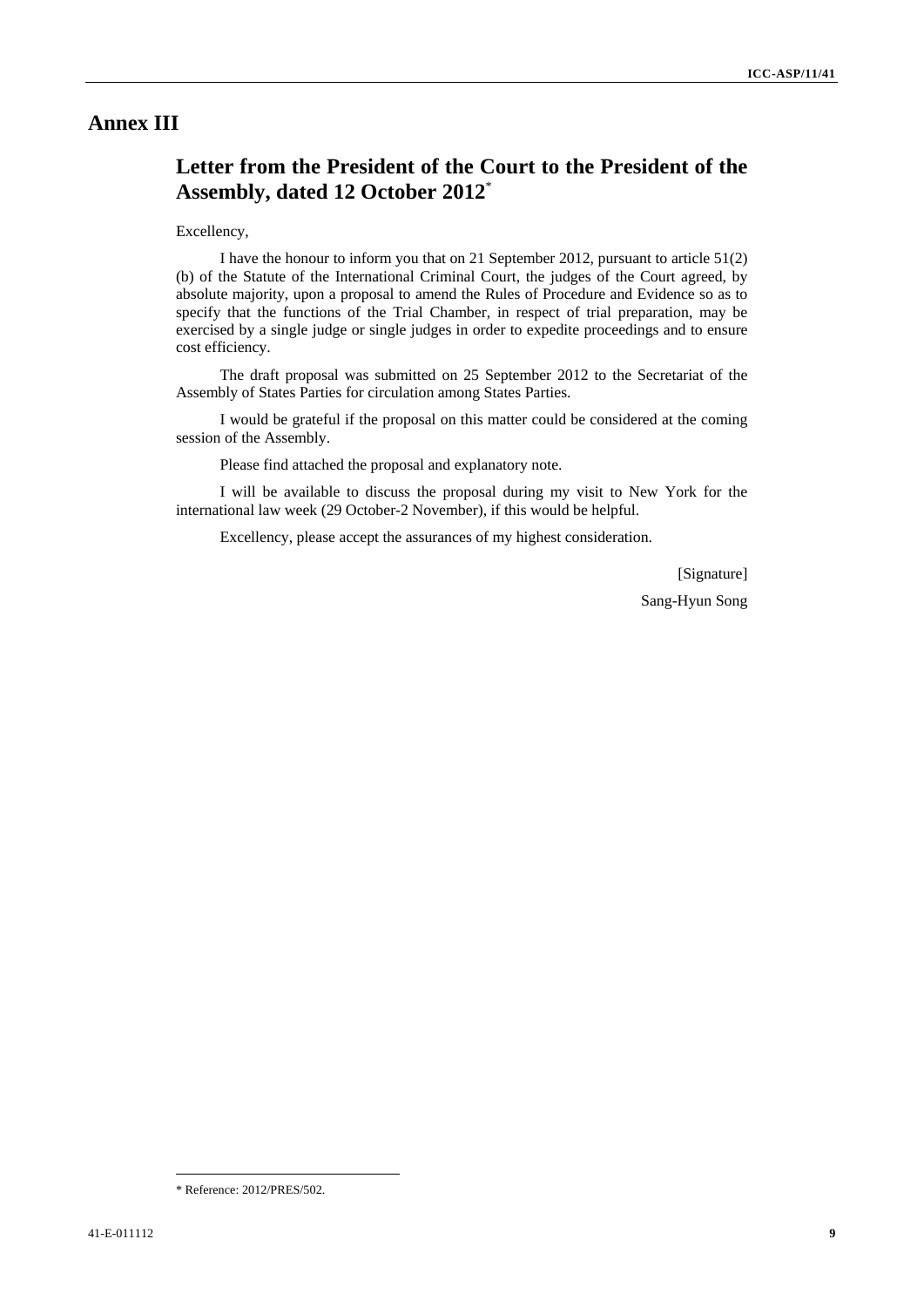# Annex III

## Letter from the President of the Court to the President of the Assembly, dated 12 October 2012*

Excellency,

I have the honour to inform you that on 21 September 2012, pursuant to article 51(2) (b) of the Statute of the International Criminal Court, the judges of the Court agreed, by absolute majority, upon a proposal to amend the Rules of Procedure and Evidence so as to specify that the functions of the Trial Chamber, in respect of trial preparation, may be exercised by a single judge or single judges in order to expedite proceedings and to ensure cost efficiency.

The draft proposal was submitted on 25 September 2012 to the Secretariat of the Assembly of States Parties for circulation among States Parties.

I would be grateful if the proposal on this matter could be considered at the coming session of the Assembly.

Please find attached the proposal and explanatory note.

I will be available to discuss the proposal during my visit to New York for the international law week (29 October-2 November), if this would be helpful.

Excellency, please accept the assurances of my highest consideration.

[Signature]

Sang-Hyun Song

---

* Reference: 2012/PRES/502.